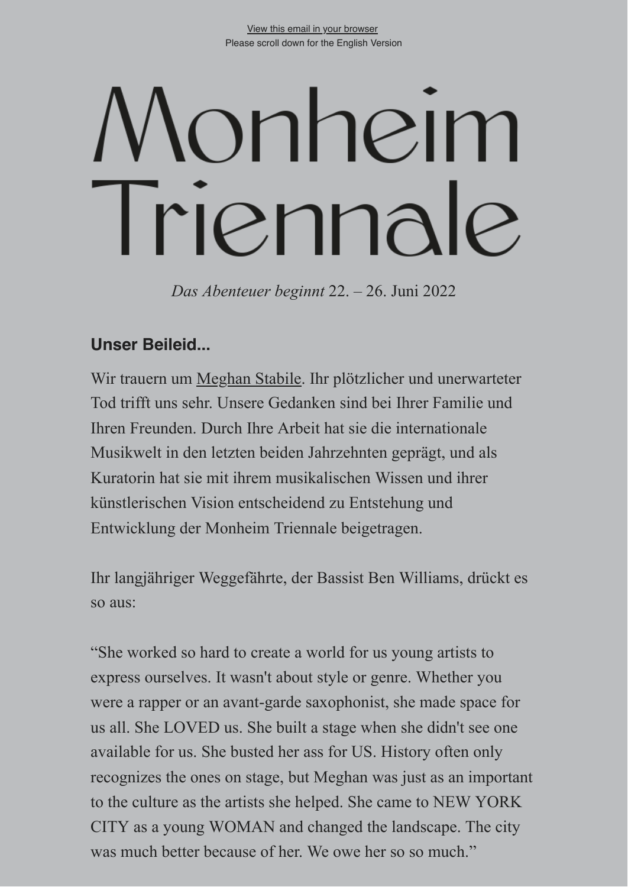View this email in your browser
Please scroll down for the English Version

# Monheim Triennale

*Das Abenteuer beginnt* 22. – 26. Juni 2022

### Unser Beileid...

Wir trauern um Meghan Stabile. Ihr plötzlicher und unerwarteter Tod trifft uns sehr. Unsere Gedanken sind bei Ihrer Familie und Ihren Freunden. Durch Ihre Arbeit hat sie die internationale Musikwelt in den letzten beiden Jahrzehnten geprägt, und als Kuratorin hat sie mit ihrem musikalischen Wissen und ihrer künstlerischen Vision entscheidend zu Entstehung und Entwicklung der Monheim Triennale beigetragen.

Ihr langjähriger Weggefährte, der Bassist Ben Williams, drückt es so aus:

“She worked so hard to create a world for us young artists to express ourselves. It wasn't about style or genre. Whether you were a rapper or an avant-garde saxophonist, she made space for us all. She LOVED us. She built a stage when she didn't see one available for us. She busted her ass for US. History often only recognizes the ones on stage, but Meghan was just as an important to the culture as the artists she helped. She came to NEW YORK CITY as a young WOMAN and changed the landscape. The city was much better because of her. We owe her so so much.”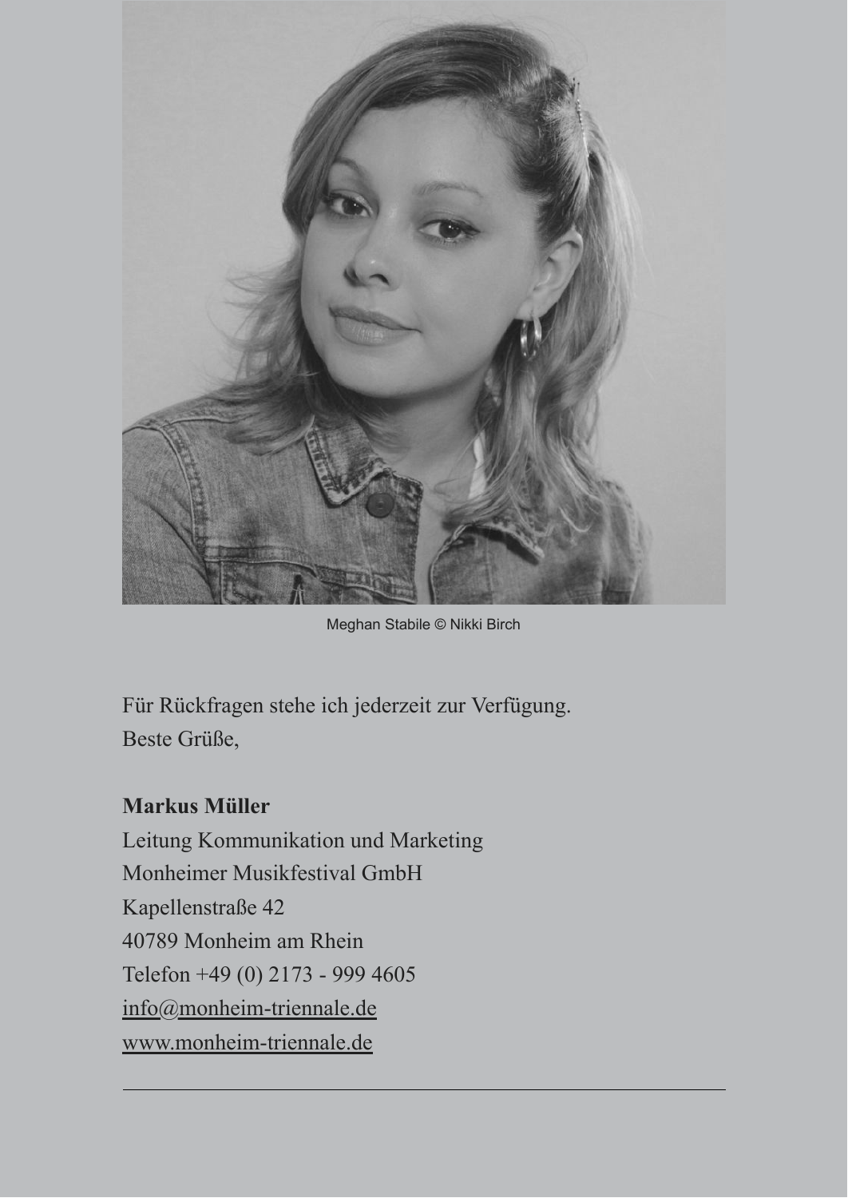Meghan Stabile © Nikki Birch

Für Rückfragen stehe ich jederzeit zur Verfügung.
Beste Grüße,

**Markus Müller**
Leitung Kommunikation und Marketing
Monheimer Musikfestival GmbH
Kapellenstraße 42
40789 Monheim am Rhein
Telefon +49 (0) 2173 - 999 4605
info@monheim-triennale.de
www.monheim-triennale.de

---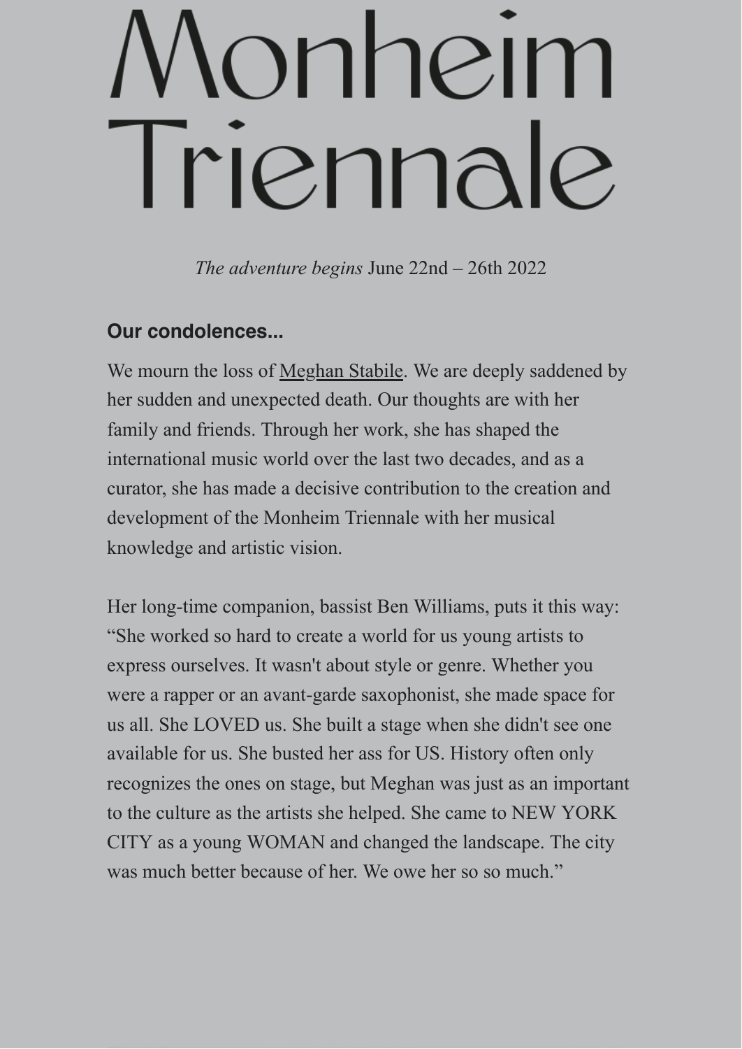# Monheim Triennale

*The adventure begins* June 22nd – 26th 2022

### Our condolences...

We mourn the loss of Meghan Stabile. We are deeply saddened by her sudden and unexpected death. Our thoughts are with her family and friends. Through her work, she has shaped the international music world over the last two decades, and as a curator, she has made a decisive contribution to the creation and development of the Monheim Triennale with her musical knowledge and artistic vision.

Her long-time companion, bassist Ben Williams, puts it this way: “She worked so hard to create a world for us young artists to express ourselves. It wasn't about style or genre. Whether you were a rapper or an avant-garde saxophonist, she made space for us all. She LOVED us. She built a stage when she didn't see one available for us. She busted her ass for US. History often only recognizes the ones on stage, but Meghan was just as an important to the culture as the artists she helped. She came to NEW YORK CITY as a young WOMAN and changed the landscape. The city was much better because of her. We owe her so so much.”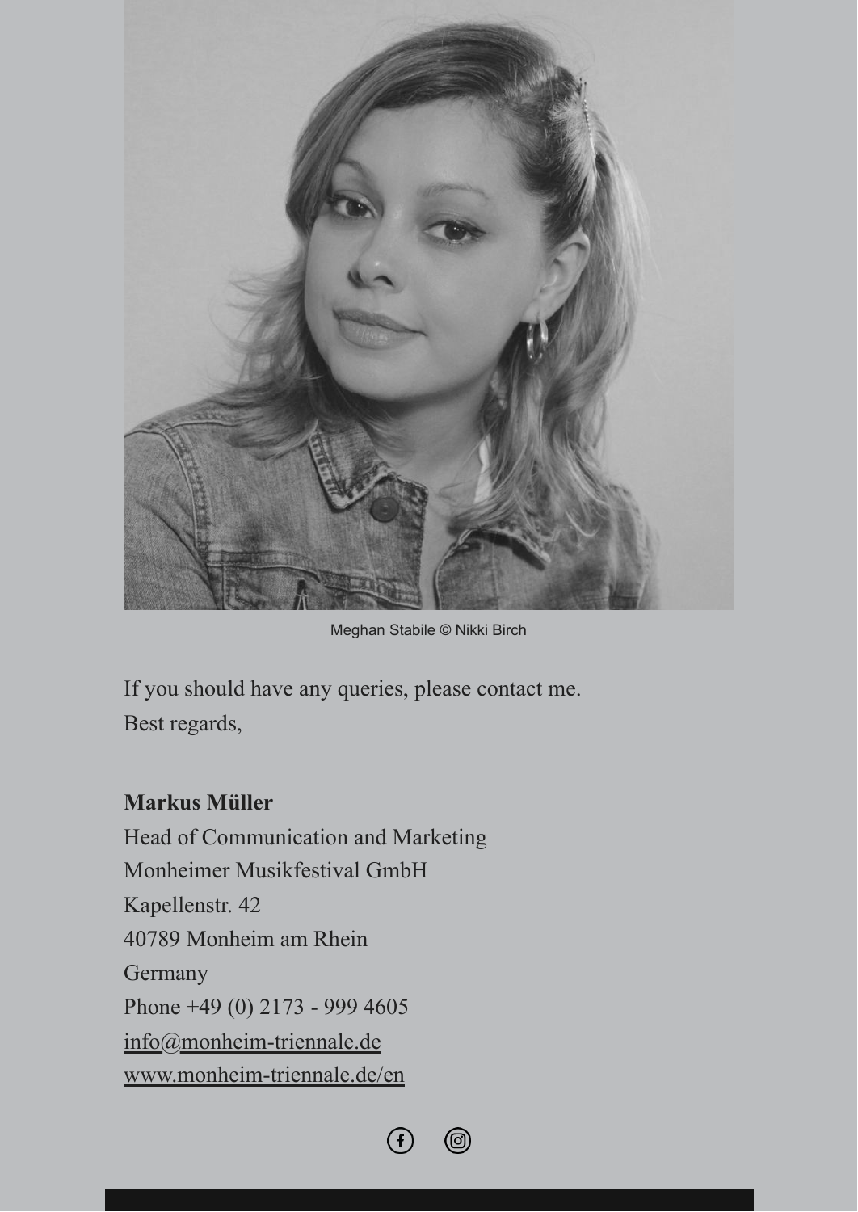Meghan Stabile © Nikki Birch

If you should have any queries, please contact me.
Best regards,

**Markus Müller**
Head of Communication and Marketing
Monheimer Musikfestival GmbH
Kapellenstr. 42
40789 Monheim am Rhein
Germany
Phone +49 (0) 2173 - 999 4605
info@monheim-triennale.de
www.monheim-triennale.de/en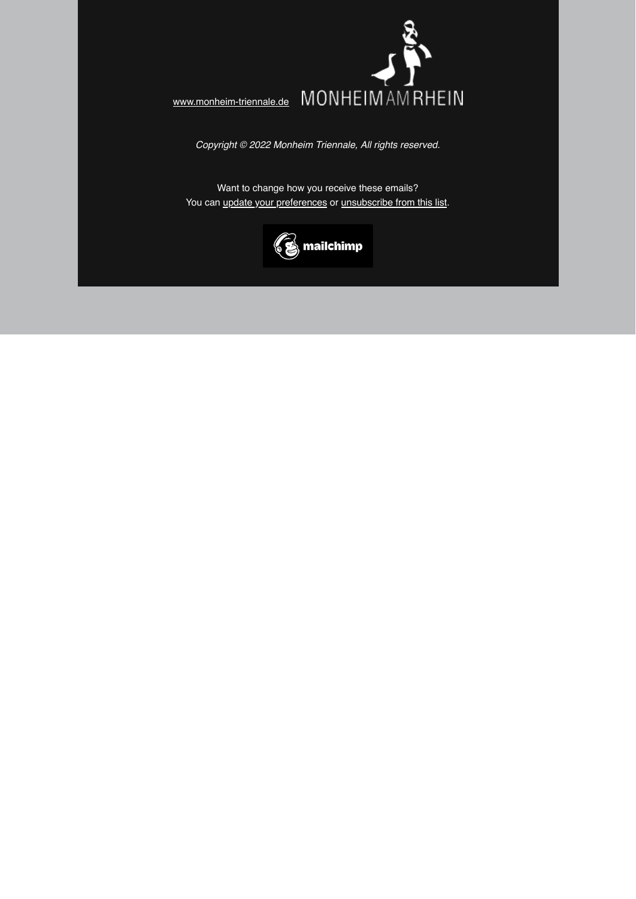www.monheim-triennale.de MONHEIM AM RHEIN

*Copyright © 2022 Monheim Triennale, All rights reserved.*

Want to change how you receive these emails?
You can update your preferences or unsubscribe from this list.

mailchimp